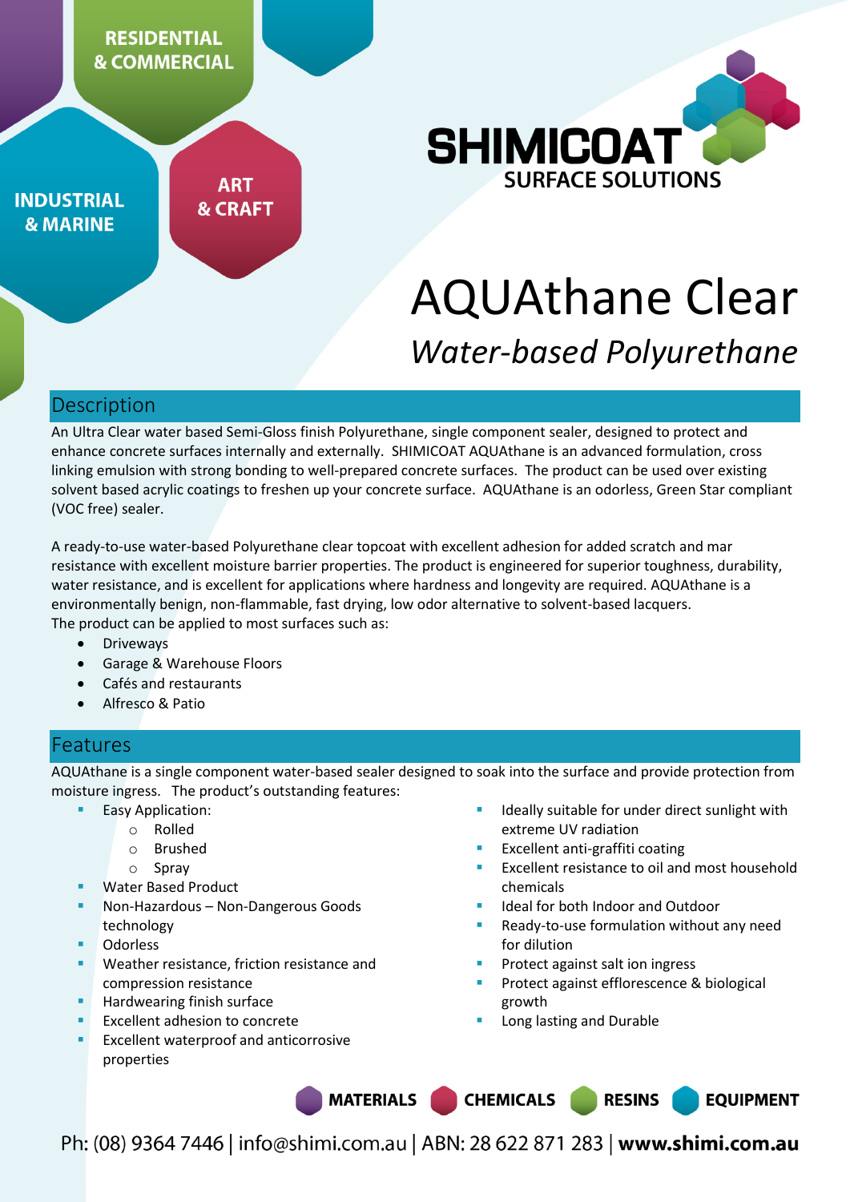RESIDENTIAL & COMMERCIAL

INDUSTRIAL & MARINE

ART & CRAFT

**SHIMICOAT**
**SURFACE SOLUTIONS**

# AQUAthane Clear

## *Water-based Polyurethane*

## Description

An Ultra Clear water based Semi-Gloss finish Polyurethane, single component sealer, designed to protect and enhance concrete surfaces internally and externally. SHIMICOAT AQUAthane is an advanced formulation, cross linking emulsion with strong bonding to well-prepared concrete surfaces. The product can be used over existing solvent based acrylic coatings to freshen up your concrete surface. AQUAthane is an odorless, Green Star compliant (VOC free) sealer.

A ready-to-use water-based Polyurethane clear topcoat with excellent adhesion for added scratch and mar resistance with excellent moisture barrier properties. The product is engineered for superior toughness, durability, water resistance, and is excellent for applications where hardness and longevity are required. AQUAthane is a environmentally benign, non-flammable, fast drying, low odor alternative to solvent-based lacquers.
The product can be applied to most surfaces such as:

- Driveways
- Garage & Warehouse Floors
- Cafés and restaurants
- Alfresco & Patio

## Features

AQUAthane is a single component water-based sealer designed to soak into the surface and provide protection from moisture ingress. The product's outstanding features:

- Easy Application:
  - Rolled
  - Brushed
  - Spray
- Water Based Product
- Non-Hazardous – Non-Dangerous Goods technology
- Odorless
- Weather resistance, friction resistance and compression resistance
- Hardwearing finish surface
- Excellent adhesion to concrete
- Excellent waterproof and anticorrosive properties
- Ideally suitable for under direct sunlight with extreme UV radiation
- Excellent anti-graffiti coating
- Excellent resistance to oil and most household chemicals
- Ideal for both Indoor and Outdoor
- Ready-to-use formulation without any need for dilution
- Protect against salt ion ingress
- Protect against efflorescence & biological growth
- Long lasting and Durable

**MATERIALS** **CHEMICALS** **RESINS** **EQUIPMENT**

Ph: (08) 9364 7446 | info@shimi.com.au | ABN: 28 622 871 283 | **www.shimi.com.au**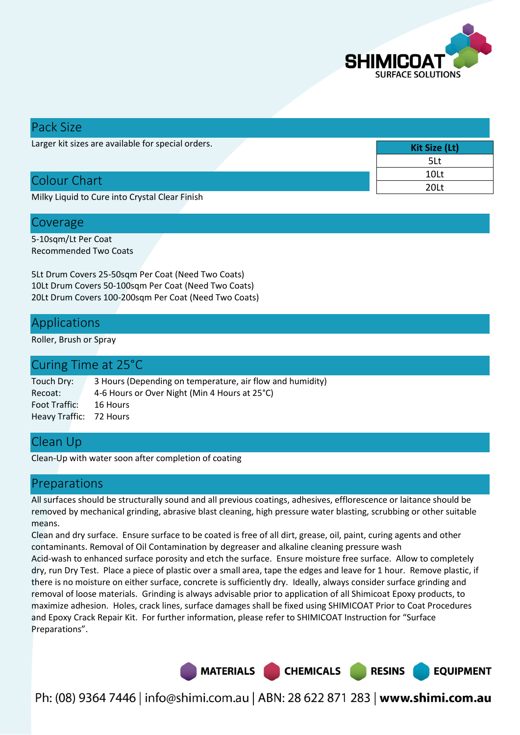## Pack Size

Larger kit sizes are available for special orders.

| Kit Size (Lt) |
|---|
| 5Lt |
| 10Lt |
| 20Lt |

## Colour Chart

Milky Liquid to Cure into Crystal Clear Finish

## Coverage

5-10sqm/Lt Per Coat
Recommended Two Coats

5Lt Drum Covers 25-50sqm Per Coat (Need Two Coats)
10Lt Drum Covers 50-100sqm Per Coat (Need Two Coats)
20Lt Drum Covers 100-200sqm Per Coat (Need Two Coats)

## Applications

Roller, Brush or Spray

## Curing Time at 25°C

Touch Dry: 3 Hours (Depending on temperature, air flow and humidity)
Recoat: 4-6 Hours or Over Night (Min 4 Hours at 25°C)
Foot Traffic: 16 Hours
Heavy Traffic: 72 Hours

## Clean Up

Clean-Up with water soon after completion of coating

## Preparations

All surfaces should be structurally sound and all previous coatings, adhesives, efflorescence or laitance should be removed by mechanical grinding, abrasive blast cleaning, high pressure water blasting, scrubbing or other suitable means.
Clean and dry surface. Ensure surface to be coated is free of all dirt, grease, oil, paint, curing agents and other contaminants. Removal of Oil Contamination by degreaser and alkaline cleaning pressure wash
Acid-wash to enhanced surface porosity and etch the surface. Ensure moisture free surface. Allow to completely dry, run Dry Test. Place a piece of plastic over a small area, tape the edges and leave for 1 hour. Remove plastic, if there is no moisture on either surface, concrete is sufficiently dry. Ideally, always consider surface grinding and removal of loose materials. Grinding is always advisable prior to application of all Shimicoat Epoxy products, to maximize adhesion. Holes, crack lines, surface damages shall be fixed using SHIMICOAT Prior to Coat Procedures and Epoxy Crack Repair Kit. For further information, please refer to SHIMICOAT Instruction for "Surface Preparations".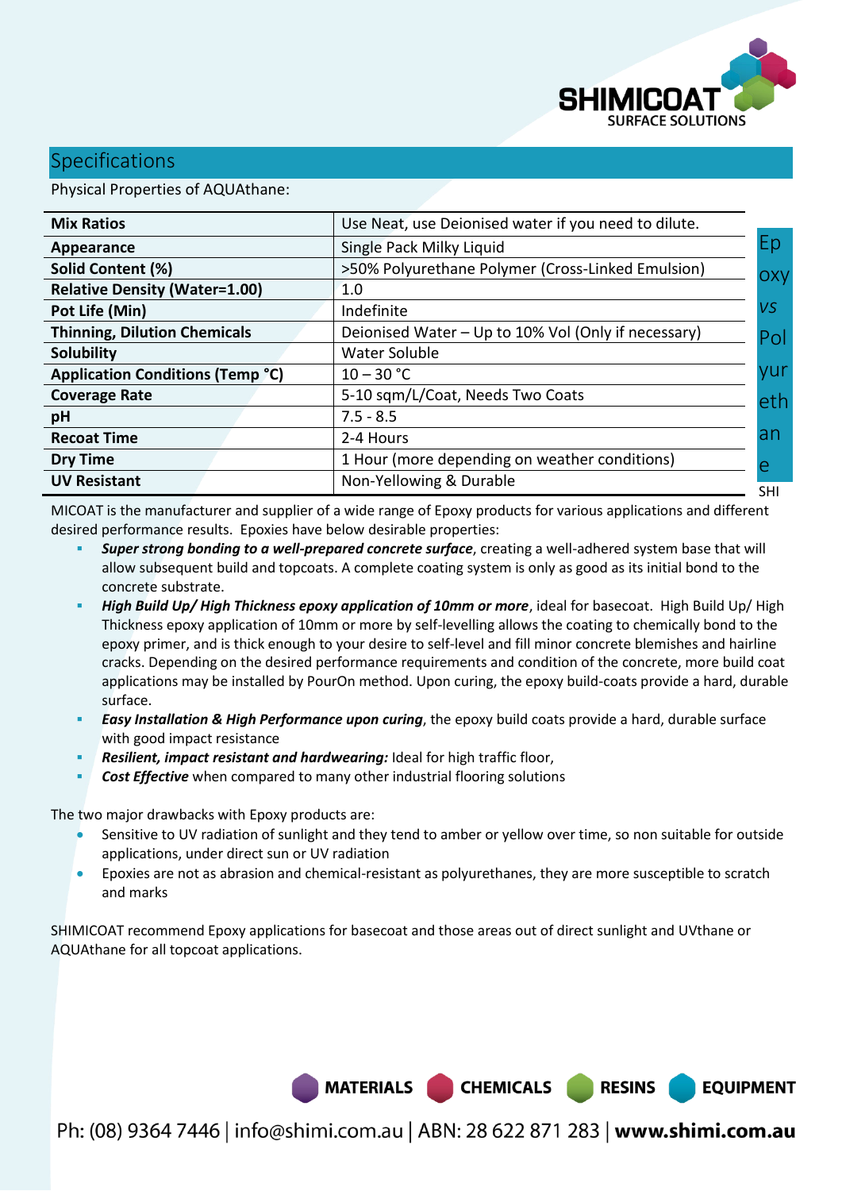## Specifications

Physical Properties of AQUAthane:

| **Mix Ratios** | Use Neat, use Deionised water if you need to dilute. |
|---|---|
| **Appearance** | Single Pack Milky Liquid |
| **Solid Content (%)** | >50% Polyurethane Polymer (Cross-Linked Emulsion) |
| **Relative Density (Water=1.00)** | 1.0 |
| **Pot Life (Min)** | Indefinite |
| **Thinning, Dilution Chemicals** | Deionised Water – Up to 10% Vol (Only if necessary) |
| **Solubility** | Water Soluble |
| **Application Conditions (Temp °C)** | 10 – 30 °C |
| **Coverage Rate** | 5-10 sqm/L/Coat, Needs Two Coats |
| **pH** | 7.5 - 8.5 |
| **Recoat Time** | 2-4 Hours |
| **Dry Time** | 1 Hour (more depending on weather conditions) |
| **UV Resistant** | Non-Yellowing & Durable |

## Epoxy vs Polyurethane

SHIMICOAT is the manufacturer and supplier of a wide range of Epoxy products for various applications and different desired performance results. Epoxies have below desirable properties:

- ***Super strong bonding to a well-prepared concrete surface***, creating a well-adhered system base that will allow subsequent build and topcoats. A complete coating system is only as good as its initial bond to the concrete substrate.
- ***High Build Up/ High Thickness epoxy application of 10mm or more***, ideal for basecoat. High Build Up/ High Thickness epoxy application of 10mm or more by self-levelling allows the coating to chemically bond to the epoxy primer, and is thick enough to your desire to self-level and fill minor concrete blemishes and hairline cracks. Depending on the desired performance requirements and condition of the concrete, more build coat applications may be installed by PourOn method. Upon curing, the epoxy build-coats provide a hard, durable surface.
- ***Easy Installation & High Performance upon curing***, the epoxy build coats provide a hard, durable surface with good impact resistance
- ***Resilient, impact resistant and hardwearing:*** Ideal for high traffic floor,
- ***Cost Effective*** when compared to many other industrial flooring solutions

The two major drawbacks with Epoxy products are:

- Sensitive to UV radiation of sunlight and they tend to amber or yellow over time, so non suitable for outside applications, under direct sun or UV radiation
- Epoxies are not as abrasion and chemical-resistant as polyurethanes, they are more susceptible to scratch and marks

SHIMICOAT recommend Epoxy applications for basecoat and those areas out of direct sunlight and UVthane or AQUAthane for all topcoat applications.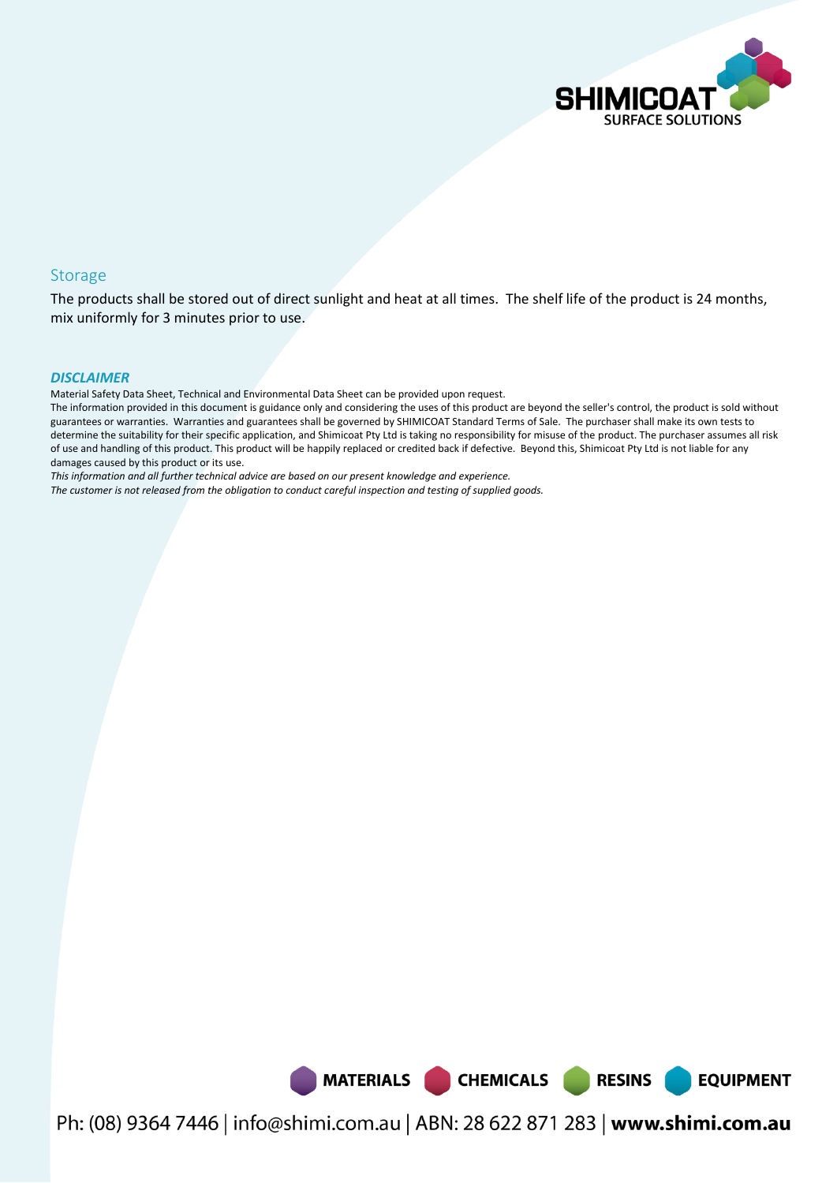## Storage

The products shall be stored out of direct sunlight and heat at all times.  The shelf life of the product is 24 months, mix uniformly for 3 minutes prior to use.

### *DISCLAIMER*

Material Safety Data Sheet, Technical and Environmental Data Sheet can be provided upon request.
The information provided in this document is guidance only and considering the uses of this product are beyond the seller's control, the product is sold without guarantees or warranties.  Warranties and guarantees shall be governed by SHIMICOAT Standard Terms of Sale.  The purchaser shall make its own tests to determine the suitability for their specific application, and Shimicoat Pty Ltd is taking no responsibility for misuse of the product. The purchaser assumes all risk of use and handling of this product. This product will be happily replaced or credited back if defective.  Beyond this, Shimicoat Pty Ltd is not liable for any damages caused by this product or its use.

*This information and all further technical advice are based on our present knowledge and experience.*

*The customer is not released from the obligation to conduct careful inspection and testing of supplied goods.*